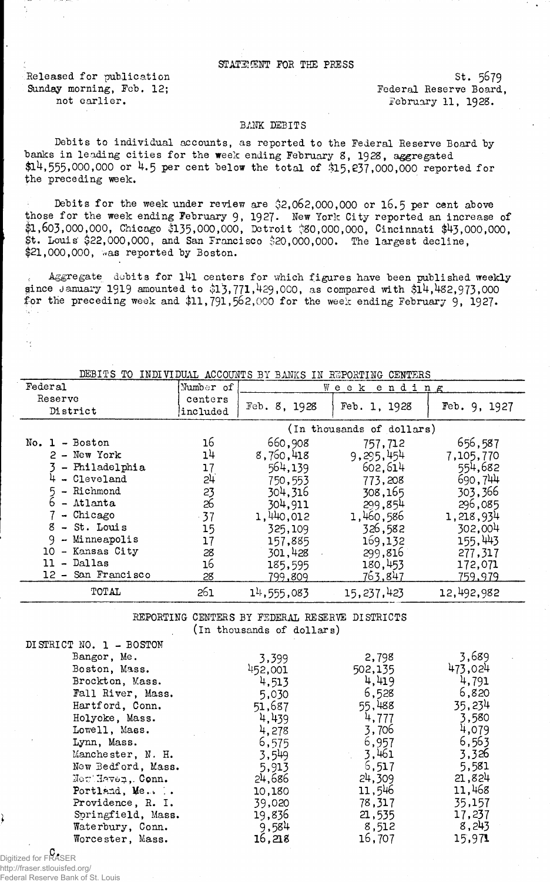STATEMENT FOR THE PRESS

Released for publication
Sunday morning, Feb. 12;
not earlier.

St. 5679
Federal Reserve Board,
February 11, 1928.

BANK DEBITS

Debits to individual accounts, as reported to the Federal Reserve Board by banks in leading cities for the week ending February 8, 1928, aggregated $14,555,000,000 or 4.5 per cent below the total of $15,237,000,000 reported for the preceding week.

Debits for the week under review are $2,062,000,000 or 16.5 per cent above those for the week ending February 9, 1927. New York City reported an increase of $1,603,000,000, Chicago $135,000,000, Detroit $80,000,000, Cincinnati $43,000,000, St. Louis $22,000,000, and San Francisco $20,000,000. The largest decline, $21,000,000, was reported by Boston.

Aggregate debits for 141 centers for which figures have been published weekly since January 1919 amounted to $13,771,429,000, as compared with $14,482,973,000 for the preceding week and $11,791,562,000 for the week ending February 9, 1927.

DEBITS TO INDIVIDUAL ACCOUNTS BY BANKS IN REPORTING CENTERS

| Federal Reserve District | Number of centers included | Week ending Feb. 8, 1928 | Week ending Feb. 1, 1928 | Week ending Feb. 9, 1927 |
|---|---|---|---|---|
| | | (In thousands of dollars) | | |
| No. 1 - Boston | 16 | 660,908 | 757,712 | 656,587 |
| 2 - New York | 14 | 8,760,418 | 9,295,454 | 7,105,770 |
| 3 - Philadelphia | 17 | 564,139 | 602,614 | 554,682 |
| 4 - Cleveland | 24 | 750,553 | 773,208 | 690,744 |
| 5 - Richmond | 23 | 304,316 | 308,165 | 303,366 |
| 6 - Atlanta | 26 | 304,911 | 299,854 | 296,085 |
| 7 - Chicago | 37 | 1,440,012 | 1,460,586 | 1,218,934 |
| 8 - St. Louis | 15 | 325,109 | 326,582 | 302,004 |
| 9 - Minneapolis | 17 | 157,885 | 169,132 | 155,443 |
| 10 - Kansas City | 28 | 301,428 | 299,816 | 277,317 |
| 11 - Dallas | 16 | 185,595 | 180,453 | 172,071 |
| 12 - San Francisco | 28 | 799,809 | 763,847 | 759,979 |
| TOTAL | 261 | 14,555,083 | 15,237,423 | 12,492,982 |

REPORTING CENTERS BY FEDERAL RESERVE DISTRICTS
(In thousands of dollars)

| DISTRICT NO. 1 - BOSTON | Feb. 8, 1928 | Feb. 1, 1928 | Feb. 9, 1927 |
|---|---|---|---|
| Bangor, Me. | 3,399 | 2,798 | 3,689 |
| Boston, Mass. | 452,001 | 502,135 | 473,024 |
| Brockton, Mass. | 4,513 | 4,419 | 4,791 |
| Fall River, Mass. | 5,030 | 6,528 | 6,820 |
| Hartford, Conn. | 51,687 | 55,488 | 35,234 |
| Holyoke, Mass. | 4,439 | 4,777 | 3,580 |
| Lowell, Mass. | 4,278 | 3,706 | 4,079 |
| Lynn, Mass. | 6,575 | 6,957 | 6,563 |
| Manchester, N. H. | 3,549 | 3,461 | 3,326 |
| New Bedford, Mass. | 5,913 | 6,517 | 5,581 |
| New Haven, Conn. | 24,686 | 24,309 | 21,824 |
| Portland, Me. | 10,180 | 11,546 | 11,468 |
| Providence, R. I. | 39,020 | 78,317 | 35,157 |
| Springfield, Mass. | 19,836 | 21,535 | 17,237 |
| Waterbury, Conn. | 9,584 | 8,512 | 8,243 |
| Worcester, Mass. | 16,218 | 16,707 | 15,971 |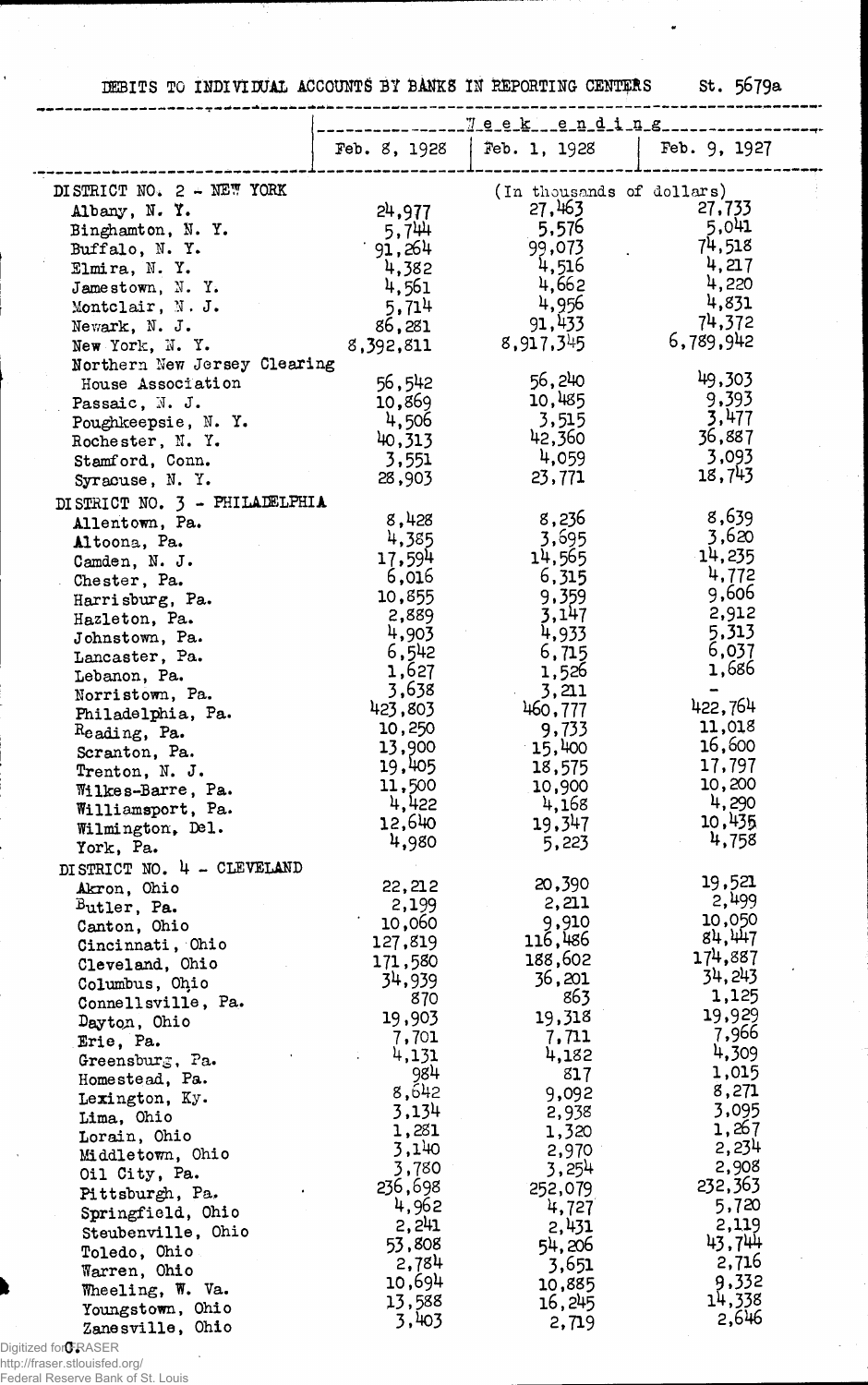DEBITS TO INDIVIDUAL ACCOUNTS BY BANKS IN REPORTING CENTERS St. 5679a

| | Week ending | | |
|---|---|---|---|
| | Feb. 8, 1928 | Feb. 1, 1928 | Feb. 9, 1927 |
| | (In thousands of dollars) | | |
| DISTRICT NO. 2 - NEW YORK | | | |
| Albany, N. Y. | 24,977 | 27,463 | 27,733 |
| Binghamton, N. Y. | 5,744 | 5,576 | 5,041 |
| Buffalo, N. Y. | 91,264 | 99,073 | 74,518 |
| Elmira, N. Y. | 4,382 | 4,516 | 4,217 |
| Jamestown, N. Y. | 4,561 | 4,662 | 4,220 |
| Montclair, N. J. | 5,714 | 4,956 | 4,831 |
| Newark, N. J. | 86,281 | 91,433 | 74,372 |
| New York, N. Y. | 8,392,811 | 8,917,345 | 6,789,942 |
| Northern New Jersey Clearing House Association | 56,542 | 56,240 | 49,303 |
| Passaic, N. J. | 10,869 | 10,485 | 9,393 |
| Poughkeepsie, N. Y. | 4,506 | 3,515 | 3,477 |
| Rochester, N. Y. | 40,313 | 42,360 | 36,887 |
| Stamford, Conn. | 3,551 | 4,059 | 3,093 |
| Syracuse, N. Y. | 28,903 | 23,771 | 18,743 |
| DISTRICT NO. 3 - PHILADELPHIA | | | |
| Allentown, Pa. | 8,428 | 8,236 | 8,639 |
| Altoona, Pa. | 4,385 | 3,695 | 3,620 |
| Camden, N. J. | 17,594 | 14,565 | 14,235 |
| Chester, Pa. | 6,016 | 6,315 | 4,772 |
| Harrisburg, Pa. | 10,855 | 9,359 | 9,606 |
| Hazleton, Pa. | 2,889 | 3,147 | 2,912 |
| Johnstown, Pa. | 4,903 | 4,933 | 5,313 |
| Lancaster, Pa. | 6,542 | 6,715 | 6,037 |
| Lebanon, Pa. | 1,627 | 1,526 | 1,686 |
| Norristown, Pa. | 3,638 | 3,211 | - |
| Philadelphia, Pa. | 423,803 | 460,777 | 422,764 |
| Reading, Pa. | 10,250 | 9,733 | 11,018 |
| Scranton, Pa. | 13,900 | 15,400 | 16,600 |
| Trenton, N. J. | 19,405 | 18,575 | 17,797 |
| Wilkes-Barre, Pa. | 11,500 | 10,900 | 10,200 |
| Williamsport, Pa. | 4,422 | 4,168 | 4,290 |
| Wilmington, Del. | 12,640 | 19,347 | 10,435 |
| York, Pa. | 4,980 | 5,223 | 4,758 |
| DISTRICT NO. 4 - CLEVELAND | | | |
| Akron, Ohio | 22,212 | 20,390 | 19,521 |
| Butler, Pa. | 2,199 | 2,211 | 2,499 |
| Canton, Ohio | 10,060 | 9,910 | 10,050 |
| Cincinnati, Ohio | 127,819 | 116,486 | 84,447 |
| Cleveland, Ohio | 171,580 | 188,602 | 174,887 |
| Columbus, Ohio | 34,939 | 36,201 | 34,243 |
| Connellsville, Pa. | 870 | 863 | 1,125 |
| Dayton, Ohio | 19,903 | 19,318 | 19,929 |
| Erie, Pa. | 7,701 | 7,711 | 7,966 |
| Greensburg, Pa. | 4,131 | 4,182 | 4,309 |
| Homestead, Pa. | 984 | 817 | 1,015 |
| Lexington, Ky. | 8,642 | 9,092 | 8,271 |
| Lima, Ohio | 3,134 | 2,938 | 3,095 |
| Lorain, Ohio | 1,281 | 1,320 | 1,267 |
| Middletown, Ohio | 3,140 | 2,970 | 2,234 |
| Oil City, Pa. | 3,780 | 3,254 | 2,908 |
| Pittsburgh, Pa. | 236,698 | 252,079 | 232,363 |
| Springfield, Ohio | 4,962 | 4,727 | 5,720 |
| Steubenville, Ohio | 2,241 | 2,431 | 2,119 |
| Toledo, Ohio | 53,808 | 54,206 | 43,744 |
| Warren, Ohio | 2,784 | 3,651 | 2,716 |
| Wheeling, W. Va. | 10,694 | 10,885 | 9,332 |
| Youngstown, Ohio | 13,588 | 16,245 | 14,338 |
| Zanesville, Ohio | 3,403 | 2,719 | 2,646 |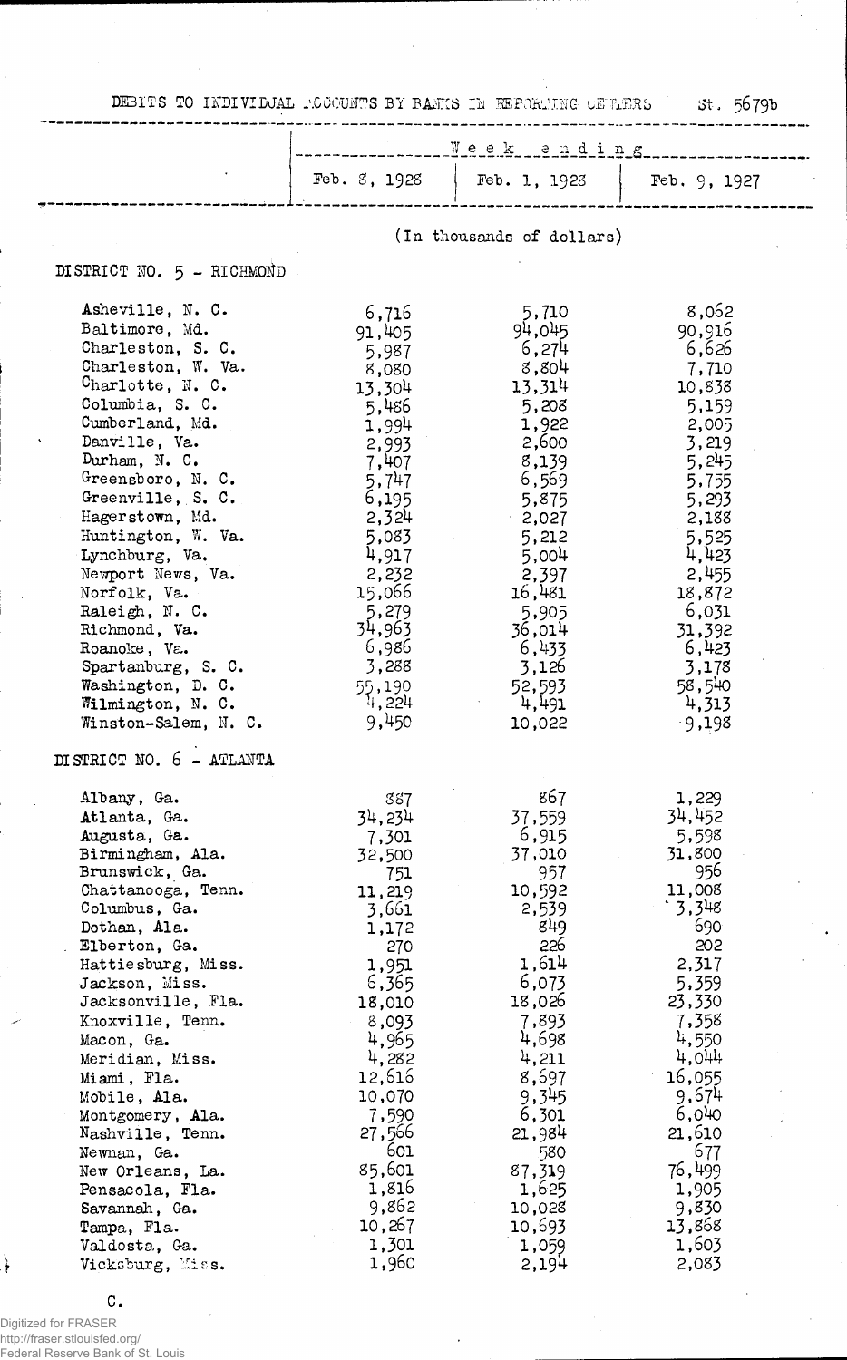DEBITS TO INDIVIDUAL ACCOUNTS BY BANKS IN REPORTING CENTERS St. 5679b

| | Week ending | | |
|---|---|---|---|
| | Feb. 8, 1928 | Feb. 1, 1928 | Feb. 9, 1927 |
| | (In thousands of dollars) | | |
| **DISTRICT NO. 5 - RICHMOND** | | | |
| Asheville, N. C. | 6,716 | 5,710 | 8,062 |
| Baltimore, Md. | 91,405 | 94,045 | 90,916 |
| Charleston, S. C. | 5,987 | 6,274 | 6,626 |
| Charleston, W. Va. | 8,080 | 8,804 | 7,710 |
| Charlotte, N. C. | 13,304 | 13,314 | 10,838 |
| Columbia, S. C. | 5,486 | 5,208 | 5,159 |
| Cumberland, Md. | 1,994 | 1,922 | 2,005 |
| Danville, Va. | 2,993 | 2,600 | 3,219 |
| Durham, N. C. | 7,407 | 8,139 | 5,245 |
| Greensboro, N. C. | 5,747 | 6,569 | 5,755 |
| Greenville, S. C. | 6,195 | 5,875 | 5,293 |
| Hagerstown, Md. | 2,324 | 2,027 | 2,188 |
| Huntington, W. Va. | 5,083 | 5,212 | 5,525 |
| Lynchburg, Va. | 4,917 | 5,004 | 4,423 |
| Newport News, Va. | 2,232 | 2,397 | 2,455 |
| Norfolk, Va. | 15,066 | 16,481 | 18,872 |
| Raleigh, N. C. | 5,279 | 5,905 | 6,031 |
| Richmond, Va. | 34,963 | 36,014 | 31,392 |
| Roanoke, Va. | 6,986 | 6,433 | 6,423 |
| Spartanburg, S. C. | 3,288 | 3,126 | 3,178 |
| Washington, D. C. | 55,190 | 52,593 | 58,540 |
| Wilmington, N. C. | 4,224 | 4,491 | 4,313 |
| Winston-Salem, N. C. | 9,450 | 10,022 | 9,198 |
| **DISTRICT NO. 6 - ATLANTA** | | | |
| Albany, Ga. | 887 | 867 | 1,229 |
| Atlanta, Ga. | 34,234 | 37,559 | 34,452 |
| Augusta, Ga. | 7,301 | 6,915 | 5,598 |
| Birmingham, Ala. | 32,500 | 37,010 | 31,800 |
| Brunswick, Ga. | 751 | 957 | 956 |
| Chattanooga, Tenn. | 11,219 | 10,592 | 11,008 |
| Columbus, Ga. | 3,661 | 2,539 | 3,348 |
| Dothan, Ala. | 1,172 | 849 | 690 |
| Elberton, Ga. | 270 | 226 | 202 |
| Hattiesburg, Miss. | 1,951 | 1,614 | 2,317 |
| Jackson, Miss. | 6,365 | 6,073 | 5,359 |
| Jacksonville, Fla. | 18,010 | 18,026 | 23,330 |
| Knoxville, Tenn. | 8,093 | 7,893 | 7,358 |
| Macon, Ga. | 4,965 | 4,698 | 4,550 |
| Meridian, Miss. | 4,282 | 4,211 | 4,044 |
| Miami, Fla. | 12,616 | 8,697 | 16,055 |
| Mobile, Ala. | 10,070 | 9,345 | 9,674 |
| Montgomery, Ala. | 7,590 | 6,301 | 6,040 |
| Nashville, Tenn. | 27,566 | 21,984 | 21,610 |
| Newnan, Ga. | 601 | 580 | 677 |
| New Orleans, La. | 85,601 | 87,319 | 76,499 |
| Pensacola, Fla. | 1,816 | 1,625 | 1,905 |
| Savannah, Ga. | 9,862 | 10,028 | 9,830 |
| Tampa, Fla. | 10,267 | 10,693 | 13,868 |
| Valdosta, Ga. | 1,301 | 1,059 | 1,603 |
| Vicksburg, Miss. | 1,960 | 2,194 | 2,083 |

C.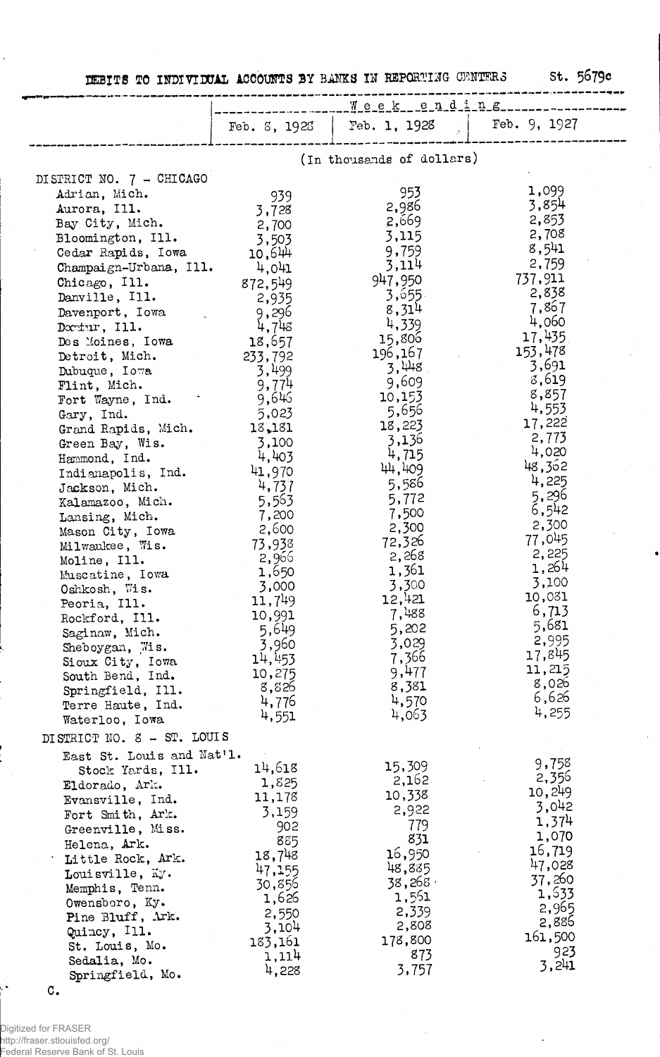DEBITS TO INDIVIDUAL ACCOUNTS BY BANKS IN REPORTING CENTERS St. 5679c

| | Week ending | | |
|---|---|---|---|
| | Feb. 8, 1928 | Feb. 1, 1928 | Feb. 9, 1927 |
| | (In thousands of dollars) | | |
| **DISTRICT NO. 7 - CHICAGO** | | | |
| Adrian, Mich. | 939 | 953 | 1,099 |
| Aurora, Ill. | 3,728 | 2,986 | 3,854 |
| Bay City, Mich. | 2,700 | 2,669 | 2,853 |
| Bloomington, Ill. | 3,503 | 3,115 | 2,708 |
| Cedar Rapids, Iowa | 10,644 | 9,759 | 8,541 |
| Champaign-Urbana, Ill. | 4,041 | 3,114 | 2,759 |
| Chicago, Ill. | 872,549 | 947,950 | 737,911 |
| Danville, Ill. | 2,935 | 3,655 | 2,838 |
| Davenport, Iowa | 9,296 | 8,314 | 7,867 |
| Decatur, Ill. | 4,748 | 4,339 | 4,060 |
| Des Moines, Iowa | 18,657 | 15,806 | 17,435 |
| Detroit, Mich. | 233,792 | 196,167 | 153,478 |
| Dubuque, Iowa | 3,499 | 3,448 | 3,691 |
| Flint, Mich. | 9,774 | 9,609 | 8,619 |
| Fort Wayne, Ind. | 9,646 | 10,153 | 8,857 |
| Gary, Ind. | 5,023 | 5,656 | 4,553 |
| Grand Rapids, Mich. | 18,181 | 18,223 | 17,222 |
| Green Bay, Wis. | 3,100 | 3,136 | 2,773 |
| Hammond, Ind. | 4,403 | 4,715 | 4,020 |
| Indianapolis, Ind. | 41,970 | 44,409 | 48,362 |
| Jackson, Mich. | 4,737 | 5,586 | 4,225 |
| Kalamazoo, Mich. | 5,563 | 5,772 | 5,296 |
| Lansing, Mich. | 7,200 | 7,500 | 6,542 |
| Mason City, Iowa | 2,600 | 2,300 | 2,300 |
| Milwaukee, Wis. | 73,938 | 72,326 | 77,045 |
| Moline, Ill. | 2,966 | 2,268 | 2,225 |
| Muscatine, Iowa | 1,650 | 1,361 | 1,264 |
| Oshkosh, Wis. | 3,000 | 3,300 | 3,100 |
| Peoria, Ill. | 11,749 | 12,421 | 10,081 |
| Rockford, Ill. | 10,991 | 7,488 | 6,713 |
| Saginaw, Mich. | 5,649 | 5,202 | 5,681 |
| Sheboygan, Wis. | 3,960 | 3,029 | 2,995 |
| Sioux City, Iowa | 14,453 | 7,366 | 17,845 |
| South Bend, Ind. | 10,275 | 9,477 | 11,215 |
| Springfield, Ill. | 8,826 | 8,381 | 8,026 |
| Terre Haute, Ind. | 4,776 | 4,570 | 6,626 |
| Waterloo, Iowa | 4,551 | 4,063 | 4,255 |
| **DISTRICT NO. 8 - ST. LOUIS** | | | |
| East St. Louis and Nat'l. Stock Yards, Ill. | 14,618 | 15,309 | 9,758 |
| Eldorado, Ark. | 1,825 | 2,162 | 2,356 |
| Evansville, Ind. | 11,178 | 10,338 | 10,249 |
| Fort Smith, Ark. | 3,159 | 2,922 | 3,042 |
| Greenville, Miss. | 902 | 779 | 1,374 |
| Helena, Ark. | 885 | 831 | 1,070 |
| Little Rock, Ark. | 18,748 | 16,950 | 16,719 |
| Louisville, Ky. | 47,155 | 48,885 | 47,028 |
| Memphis, Tenn. | 30,856 | 38,268 | 37,260 |
| Owensboro, Ky. | 1,626 | 1,561 | 1,633 |
| Pine Bluff, Ark. | 2,550 | 2,339 | 2,965 |
| Quincy, Ill. | 3,104 | 2,808 | 2,886 |
| St. Louis, Mo. | 183,161 | 178,800 | 161,500 |
| Sedalia, Mo. | 1,114 | 873 | 923 |
| Springfield, Mo. | 4,228 | 3,757 | 3,241 |

C.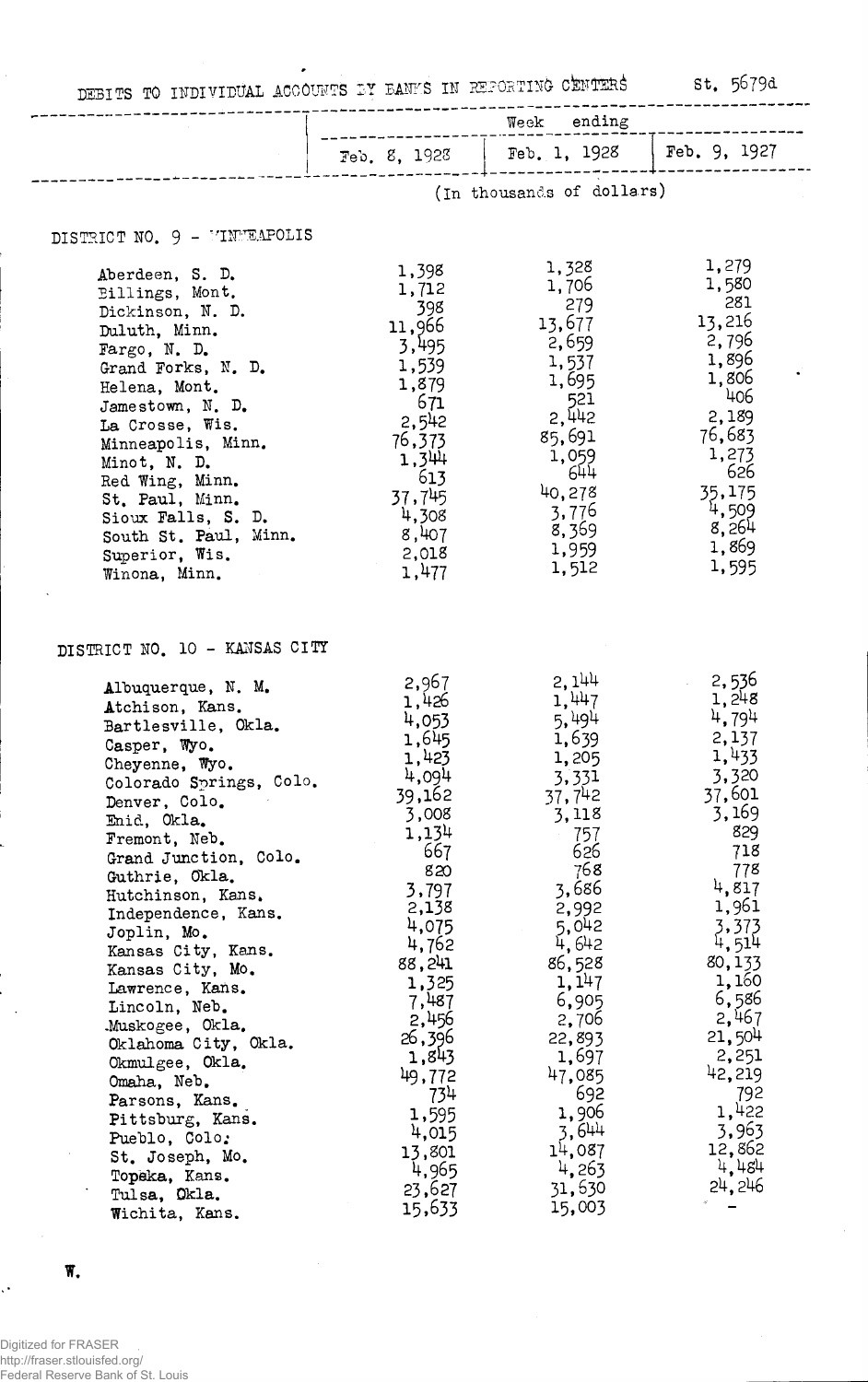DEBITS TO INDIVIDUAL ACCOUNTS BY BANKS IN REPORTING CENTERS St. 5679d

| | Week ending | | |
|---|---|---|---|
| | Feb. 8, 1928 | Feb. 1, 1928 | Feb. 9, 1927 |
| | (In thousands of dollars) | | |
| **DISTRICT NO. 9 - MINNEAPOLIS** | | | |
| Aberdeen, S. D. | 1,398 | 1,328 | 1,279 |
| Billings, Mont. | 1,712 | 1,706 | 1,580 |
| Dickinson, N. D. | 398 | 279 | 281 |
| Duluth, Minn. | 11,966 | 13,677 | 13,216 |
| Fargo, N. D. | 3,495 | 2,659 | 2,796 |
| Grand Forks, N. D. | 1,539 | 1,537 | 1,896 |
| Helena, Mont. | 1,879 | 1,695 | 1,806 |
| Jamestown, N. D. | 671 | 521 | 406 |
| La Crosse, Wis. | 2,542 | 2,442 | 2,189 |
| Minneapolis, Minn. | 76,373 | 85,691 | 76,683 |
| Minot, N. D. | 1,344 | 1,059 | 1,273 |
| Red Wing, Minn. | 613 | 644 | 626 |
| St. Paul, Minn. | 37,745 | 40,278 | 35,175 |
| Sioux Falls, S. D. | 4,308 | 3,776 | 4,509 |
| South St. Paul, Minn. | 8,407 | 8,369 | 8,264 |
| Superior, Wis. | 2,018 | 1,959 | 1,869 |
| Winona, Minn. | 1,477 | 1,512 | 1,595 |
| **DISTRICT NO. 10 - KANSAS CITY** | | | |
| Albuquerque, N. M. | 2,967 | 2,144 | 2,536 |
| Atchison, Kans. | 1,426 | 1,447 | 1,248 |
| Bartlesville, Okla. | 4,053 | 5,494 | 4,794 |
| Casper, Wyo. | 1,645 | 1,639 | 2,137 |
| Cheyenne, Wyo. | 1,423 | 1,205 | 1,433 |
| Colorado Springs, Colo. | 4,094 | 3,331 | 3,320 |
| Denver, Colo. | 39,162 | 37,742 | 37,601 |
| Enid, Okla. | 3,008 | 3,118 | 3,169 |
| Fremont, Neb. | 1,134 | 757 | 829 |
| Grand Junction, Colo. | 667 | 626 | 718 |
| Guthrie, Okla. | 820 | 768 | 778 |
| Hutchinson, Kans. | 3,797 | 3,686 | 4,817 |
| Independence, Kans. | 2,138 | 2,992 | 1,961 |
| Joplin, Mo. | 4,075 | 5,042 | 3,373 |
| Kansas City, Kans. | 4,762 | 4,642 | 4,514 |
| Kansas City, Mo. | 88,241 | 86,528 | 80,133 |
| Lawrence, Kans. | 1,325 | 1,147 | 1,160 |
| Lincoln, Neb. | 7,487 | 6,905 | 6,586 |
| Muskogee, Okla. | 2,456 | 2,706 | 2,467 |
| Oklahoma City, Okla. | 26,396 | 22,893 | 21,504 |
| Okmulgee, Okla. | 1,843 | 1,697 | 2,251 |
| Omaha, Neb. | 49,772 | 47,085 | 42,219 |
| Parsons, Kans. | 734 | 692 | 792 |
| Pittsburg, Kans. | 1,595 | 1,906 | 1,422 |
| Pueblo, Colo. | 4,015 | 3,644 | 3,963 |
| St. Joseph, Mo. | 13,801 | 14,087 | 12,862 |
| Topeka, Kans. | 4,965 | 4,263 | 4,484 |
| Tulsa, Okla. | 23,627 | 31,630 | 24,246 |
| Wichita, Kans. | 15,633 | 15,003 | - |

W.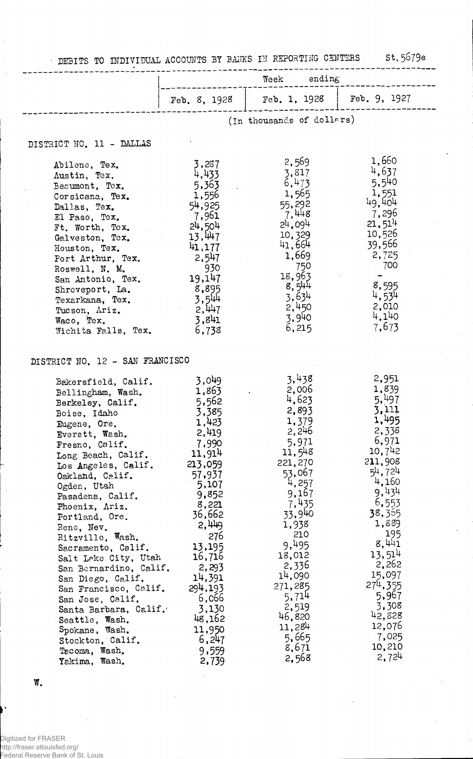DEBITS TO INDIVIDUAL ACCOUNTS BY BANKS IN REPORTING CENTERS St. 5679e

| | Week ending | | |
|---|---|---|---|
| | Feb. 8, 1928 | Feb. 1, 1928 | Feb. 9, 1927 |
| | (In thousands of dollars) | | |
| **DISTRICT NO. 11 - DALLAS** | | | |
| Abilene, Tex. | 3,287 | 2,569 | 1,660 |
| Austin, Tex. | 4,433 | 3,817 | 4,637 |
| Beaumont, Tex. | 5,363 | 6,473 | 5,540 |
| Corsicana, Tex. | 1,556 | 1,565 | 1,551 |
| Dallas, Tex. | 54,925 | 55,292 | 49,404 |
| El Paso, Tex. | 7,961 | 7,448 | 7,296 |
| Ft. Worth, Tex. | 24,504 | 24,094 | 21,514 |
| Galveston, Tex. | 13,447 | 10,329 | 10,526 |
| Houston, Tex. | 41,177 | 41,664 | 39,566 |
| Port Arthur, Tex. | 2,547 | 1,669 | 2,725 |
| Roswell, N. M. | 930 | 750 | 700 |
| San Antonio, Tex. | 19,147 | 18,963 | - |
| Shreveport, La. | 8,895 | 8,544 | 8,595 |
| Texarkana, Tex. | 3,544 | 3,634 | 4,534 |
| Tucson, Ariz. | 2,447 | 2,450 | 2,010 |
| Waco, Tex. | 3,841 | 3,940 | 4,140 |
| Wichita Falls, Tex. | 6,738 | 6,215 | 7,673 |
| **DISTRICT NO. 12 - SAN FRANCISCO** | | | |
| Bakersfield, Calif. | 3,049 | 3,438 | 2,951 |
| Bellingham, Wash. | 1,863 | 2,006 | 1,839 |
| Berkeley, Calif. | 5,562 | 4,623 | 5,497 |
| Boise, Idaho | 3,385 | 2,893 | 3,111 |
| Eugene, Ore. | 1,423 | 1,379 | 1,495 |
| Everett, Wash. | 2,419 | 2,246 | 2,338 |
| Fresno, Calif. | 7,990 | 5,971 | 6,971 |
| Long Beach, Calif. | 11,914 | 11,548 | 10,742 |
| Los Angeles, Calif. | 213,059 | 221,270 | 211,908 |
| Oakland, Calif. | 57,937 | 53,067 | 54,724 |
| Ogden, Utah | 5,107 | 4,257 | 4,160 |
| Pasadena, Calif. | 9,852 | 9,167 | 9,434 |
| Phoenix, Ariz. | 8,221 | 7,435 | 6,553 |
| Portland, Ore. | 36,662 | 33,940 | 38,355 |
| Reno, Nev. | 2,449 | 1,938 | 1,889 |
| Ritzville, Wash. | 276 | 210 | 195 |
| Sacramento, Calif. | 13,195 | 9,495 | 8,441 |
| Salt Lake City, Utah | 16,716 | 18,012 | 13,514 |
| San Bernardino, Calif. | 2,293 | 2,336 | 2,262 |
| San Diego, Calif. | 14,391 | 14,090 | 15,097 |
| San Francisco, Calif. | 294,193 | 271,285 | 274,355 |
| San Jose, Calif. | 6,066 | 5,714 | 5,967 |
| Santa Barbara, Calif. | 3,130 | 2,519 | 3,308 |
| Seattle, Wash. | 48,162 | 46,820 | 42,828 |
| Spokane, Wash. | 11,950 | 11,284 | 12,076 |
| Stockton, Calif. | 6,247 | 5,665 | 7,025 |
| Tacoma, Wash. | 9,559 | 8,671 | 10,210 |
| Yakima, Wash. | 2,739 | 2,568 | 2,724 |

W.